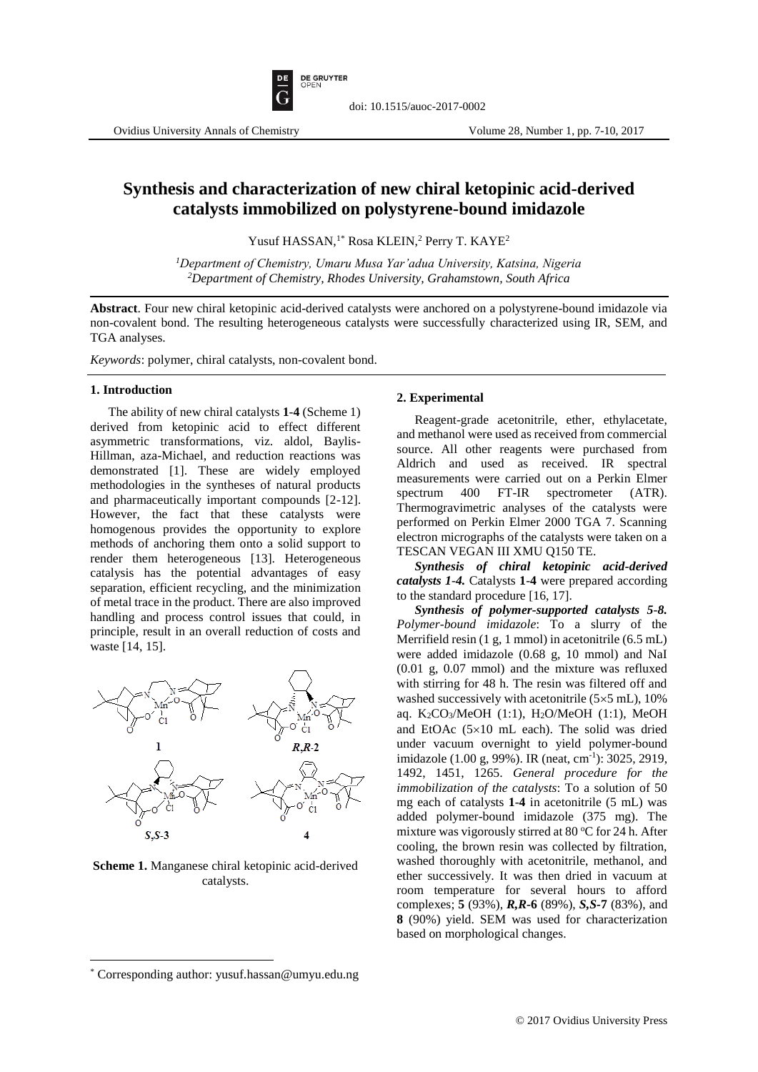# Synthesis and characterization of new chiral ketopinic acid-derived catalysts immobilized on polystyrene-bound imidazole

Yusuf HASSAN,[1*] Rosa KLEIN,[2] Perry T. KAYE[2]

[1] *Department of Chemistry, Umaru Musa Yar'adua University, Katsina, Nigeria*
[2] *Department of Chemistry, Rhodes University, Grahamstown, South Africa*

**Abstract**. Four new chiral ketopinic acid-derived catalysts were anchored on a polystyrene-bound imidazole via non-covalent bond. The resulting heterogeneous catalysts were successfully characterized using IR, SEM, and TGA analyses.

*Keywords*: polymer, chiral catalysts, non-covalent bond.

## 1. Introduction

The ability of new chiral catalysts **1**-**4** (Scheme 1) derived from ketopinic acid to effect different asymmetric transformations, viz. aldol, Baylis-Hillman, aza-Michael, and reduction reactions was demonstrated [1]. These are widely employed methodologies in the syntheses of natural products and pharmaceutically important compounds [2-12]. However, the fact that these catalysts were homogenous provides the opportunity to explore methods of anchoring them onto a solid support to render them heterogeneous [13]. Heterogeneous catalysis has the potential advantages of easy separation, efficient recycling, and the minimization of metal trace in the product. There are also improved handling and process control issues that could, in principle, result in an overall reduction of costs and waste [14, 15].

**Scheme 1.** Manganese chiral ketopinic acid-derived catalysts.

## 2. Experimental

Reagent-grade acetonitrile, ether, ethylacetate, and methanol were used as received from commercial source. All other reagents were purchased from Aldrich and used as received. IR spectral measurements were carried out on a Perkin Elmer spectrum 400 FT-IR spectrometer (ATR). Thermogravimetric analyses of the catalysts were performed on Perkin Elmer 2000 TGA 7. Scanning electron micrographs of the catalysts were taken on a TESCAN VEGAN III XMU Q150 TE.

***Synthesis of chiral ketopinic acid-derived catalysts 1-4.*** Catalysts **1**-**4** were prepared according to the standard procedure [16, 17].

***Synthesis of polymer-supported catalysts 5-8.*** *Polymer-bound imidazole*: To a slurry of the Merrifield resin (1 g, 1 mmol) in acetonitrile (6.5 mL) were added imidazole (0.68 g, 10 mmol) and NaI (0.01 g, 0.07 mmol) and the mixture was refluxed with stirring for 48 h. The resin was filtered off and washed successively with acetonitrile (5×5 mL), 10% aq. $K_2CO_3$/MeOH (1:1), $H_2O$/MeOH (1:1), MeOH and EtOAc (5×10 mL each). The solid was dried under vacuum overnight to yield polymer-bound imidazole (1.00 g, 99%). IR (neat, $cm^{-1}$): 3025, 2919, 1492, 1451, 1265. *General procedure for the immobilization of the catalysts*: To a solution of 50 mg each of catalysts **1**-**4** in acetonitrile (5 mL) was added polymer-bound imidazole (375 mg). The mixture was vigorously stirred at 80 °C for 24 h. After cooling, the brown resin was collected by filtration, washed thoroughly with acetonitrile, methanol, and ether successively. It was then dried in vacuum at room temperature for several hours to afford complexes; **5** (93%), ***R,R*-6** (89%), ***S,S*-7** (83%), and **8** (90%) yield. SEM was used for characterization based on morphological changes.

[*] Corresponding author: yusuf.hassan@umyu.edu.ng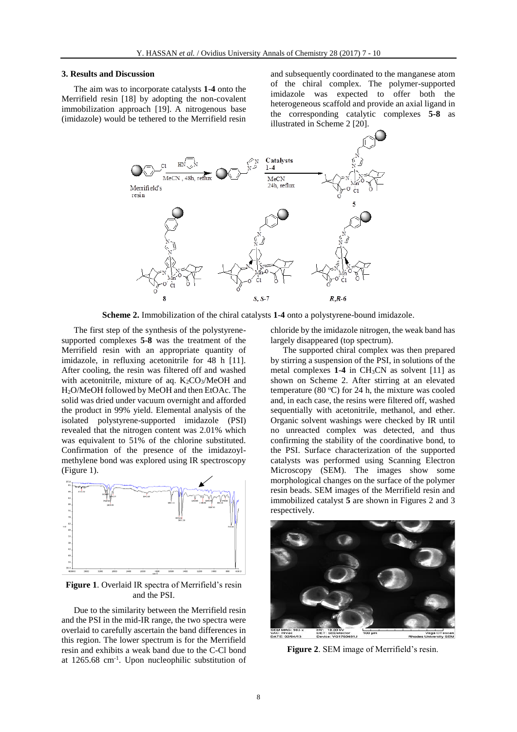## 3. Results and Discussion

The aim was to incorporate catalysts **1-4** onto the Merrifield resin [18] by adopting the non-covalent immobilization approach [19]. A nitrogenous base (imidazole) would be tethered to the Merrifield resin and subsequently coordinated to the manganese atom of the chiral complex. The polymer-supported imidazole was expected to offer both the heterogeneous scaffold and provide an axial ligand in the corresponding catalytic complexes **5-8** as illustrated in Scheme 2 [20].

**Scheme 2.** Immobilization of the chiral catalysts **1-4** onto a polystyrene-bound imidazole.

The first step of the synthesis of the polystyrene-supported complexes **5-8** was the treatment of the Merrifield resin with an appropriate quantity of imidazole, in refluxing acetonitrile for 48 h [11]. After cooling, the resin was filtered off and washed with acetonitrile, mixture of aq. $K_2CO_3$/MeOH and $H_2O$/MeOH followed by MeOH and then EtOAc. The solid was dried under vacuum overnight and afforded the product in 99% yield. Elemental analysis of the isolated polystyrene-supported imidazole (PSI) revealed that the nitrogen content was 2.01% which was equivalent to 51% of the chlorine substituted. Confirmation of the presence of the imidazoyl-methylene bond was explored using IR spectroscopy (Figure 1).

**Figure 1**. Overlaid IR spectra of Merrifield's resin and the PSI.

Due to the similarity between the Merrifield resin and the PSI in the mid-IR range, the two spectra were overlaid to carefully ascertain the band differences in this region. The lower spectrum is for the Merrifield resin and exhibits a weak band due to the C-Cl bond at 1265.68 $cm^{-1}$. Upon nucleophilic substitution of chloride by the imidazole nitrogen, the weak band has largely disappeared (top spectrum).

The supported chiral complex was then prepared by stirring a suspension of the PSI, in solutions of the metal complexes **1-4** in $CH_3CN$ as solvent [11] as shown on Scheme 2. After stirring at an elevated temperature (80 ºC) for 24 h, the mixture was cooled and, in each case, the resins were filtered off, washed sequentially with acetonitrile, methanol, and ether. Organic solvent washings were checked by IR until no unreacted complex was detected, and thus confirming the stability of the coordinative bond, to the PSI. Surface characterization of the supported catalysts was performed using Scanning Electron Microscopy (SEM). The images show some morphological changes on the surface of the polymer resin beads. SEM images of the Merrifield resin and immobilized catalyst **5** are shown in Figures 2 and 3 respectively.

**Figure 2**. SEM image of Merrifield's resin.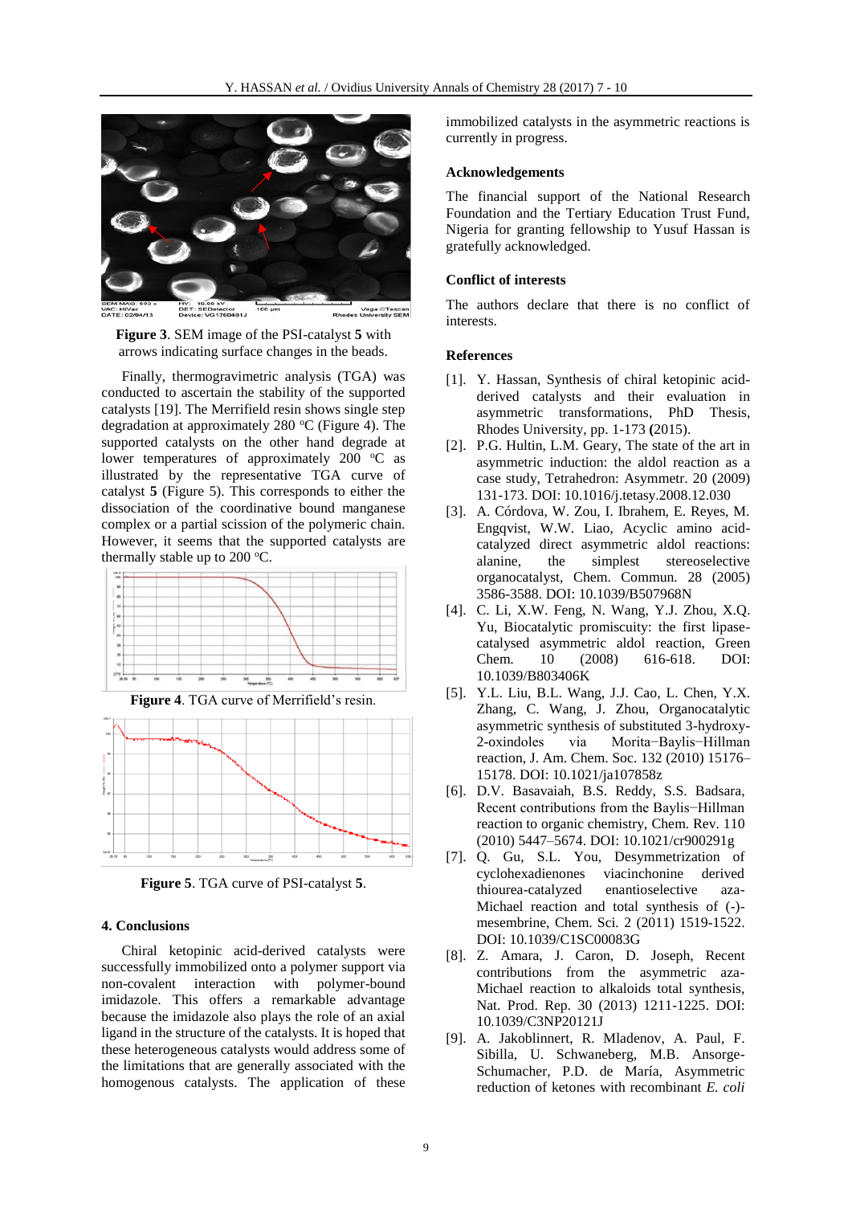Figure 3. SEM image of the PSI-catalyst **5** with arrows indicating surface changes in the beads.

Finally, thermogravimetric analysis (TGA) was conducted to ascertain the stability of the supported catalysts [19]. The Merrifield resin shows single step degradation at approximately 280 °C (Figure 4). The supported catalysts on the other hand degrade at lower temperatures of approximately 200 °C as illustrated by the representative TGA curve of catalyst **5** (Figure 5). This corresponds to either the dissociation of the coordinative bound manganese complex or a partial scission of the polymeric chain. However, it seems that the supported catalysts are thermally stable up to 200 °C.

**Figure 4**. TGA curve of Merrifield's resin.

**Figure 5**. TGA curve of PSI-catalyst **5**.

## 4. Conclusions

Chiral ketopinic acid-derived catalysts were successfully immobilized onto a polymer support via non-covalent interaction with polymer-bound imidazole. This offers a remarkable advantage because the imidazole also plays the role of an axial ligand in the structure of the catalysts. It is hoped that these heterogeneous catalysts would address some of the limitations that are generally associated with the homogenous catalysts. The application of these immobilized catalysts in the asymmetric reactions is currently in progress.

## Acknowledgements

The financial support of the National Research Foundation and the Tertiary Education Trust Fund, Nigeria for granting fellowship to Yusuf Hassan is gratefully acknowledged.

## Conflict of interests

The authors declare that there is no conflict of interests.

## References

[1]. Y. Hassan, Synthesis of chiral ketopinic acid-derived catalysts and their evaluation in asymmetric transformations, PhD Thesis, Rhodes University, pp. 1-173 **(**2015).

[2]. P.G. Hultin, L.M. Geary, The state of the art in asymmetric induction: the aldol reaction as a case study, Tetrahedron: Asymmetr. 20 (2009) 131-173. DOI: 10.1016/j.tetasy.2008.12.030

[3]. A. Córdova, W. Zou, I. Ibrahem, E. Reyes, M. Engqvist, W.W. Liao, Acyclic amino acid-catalyzed direct asymmetric aldol reactions: alanine, the simplest stereoselective organocatalyst, Chem. Commun. 28 (2005) 3586-3588. DOI: 10.1039/B507968N

[4]. C. Li, X.W. Feng, N. Wang, Y.J. Zhou, X.Q. Yu, Biocatalytic promiscuity: the first lipase-catalysed asymmetric aldol reaction, Green Chem. 10 (2008) 616-618. DOI: 10.1039/B803406K

[5]. Y.L. Liu, B.L. Wang, J.J. Cao, L. Chen, Y.X. Zhang, C. Wang, J. Zhou, Organocatalytic asymmetric synthesis of substituted 3-hydroxy-2-oxindoles via Morita−Baylis−Hillman reaction, J. Am. Chem. Soc. 132 (2010) 15176–15178. DOI: 10.1021/ja107858z

[6]. D.V. Basavaiah, B.S. Reddy, S.S. Badsara, Recent contributions from the Baylis−Hillman reaction to organic chemistry, Chem. Rev. 110 (2010) 5447–5674. DOI: 10.1021/cr900291g

[7]. Q. Gu, S.L. You, Desymmetrization of cyclohexadienones viacinchonine derived thiourea-catalyzed enantioselective aza-Michael reaction and total synthesis of (-)-mesembrine, Chem. Sci. 2 (2011) 1519-1522. DOI: 10.1039/C1SC00083G

[8]. Z. Amara, J. Caron, D. Joseph, Recent contributions from the asymmetric aza-Michael reaction to alkaloids total synthesis, Nat. Prod. Rep. 30 (2013) 1211-1225. DOI: 10.1039/C3NP20121J

[9]. A. Jakoblinnert, R. Mladenov, A. Paul, F. Sibilla, U. Schwaneberg, M.B. Ansorge-Schumacher, P.D. de María, Asymmetric reduction of ketones with recombinant *E. coli*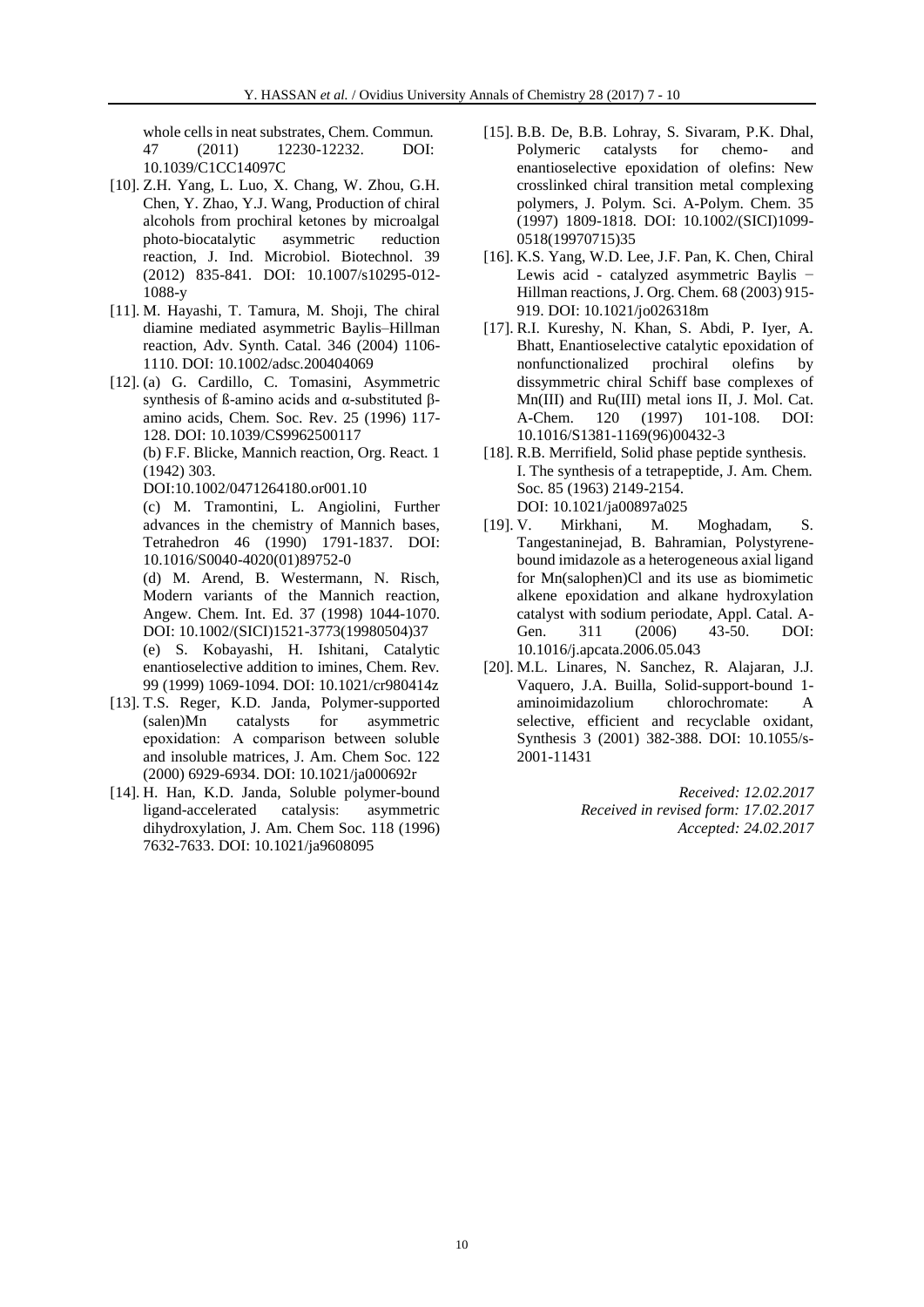whole cells in neat substrates, Chem. Commun. 47 (2011) 12230-12232. DOI: 10.1039/C1CC14097C

[10]. Z.H. Yang, L. Luo, X. Chang, W. Zhou, G.H. Chen, Y. Zhao, Y.J. Wang, Production of chiral alcohols from prochiral ketones by microalgal photo-biocatalytic asymmetric reduction reaction, J. Ind. Microbiol. Biotechnol. 39 (2012) 835-841. DOI: 10.1007/s10295-012-1088-y

[11]. M. Hayashi, T. Tamura, M. Shoji, The chiral diamine mediated asymmetric Baylis–Hillman reaction, Adv. Synth. Catal. 346 (2004) 1106-1110. DOI: 10.1002/adsc.200404069

[12]. (a) G. Cardillo, C. Tomasini, Asymmetric synthesis of ß-amino acids and α-substituted β-amino acids, Chem. Soc. Rev. 25 (1996) 117-128. DOI: 10.1039/CS9962500117

(b) F.F. Blicke, Mannich reaction, Org. React. 1 (1942) 303.
DOI:10.1002/0471264180.or001.10

(c) M. Tramontini, L. Angiolini, Further advances in the chemistry of Mannich bases, Tetrahedron 46 (1990) 1791-1837. DOI: 10.1016/S0040-4020(01)89752-0

(d) M. Arend, B. Westermann, N. Risch, Modern variants of the Mannich reaction, Angew. Chem. Int. Ed. 37 (1998) 1044-1070. DOI: 10.1002/(SICI)1521-3773(19980504)37

(e) S. Kobayashi, H. Ishitani, Catalytic enantioselective addition to imines, Chem. Rev. 99 (1999) 1069-1094. DOI: 10.1021/cr980414z

[13]. T.S. Reger, K.D. Janda, Polymer-supported (salen)Mn catalysts for asymmetric epoxidation: A comparison between soluble and insoluble matrices, J. Am. Chem Soc. 122 (2000) 6929-6934. DOI: 10.1021/ja000692r

[14]. H. Han, K.D. Janda, Soluble polymer-bound ligand-accelerated catalysis: asymmetric dihydroxylation, J. Am. Chem Soc. 118 (1996) 7632-7633. DOI: 10.1021/ja9608095

[15]. B.B. De, B.B. Lohray, S. Sivaram, P.K. Dhal, Polymeric catalysts for chemo- and enantioselective epoxidation of olefins: New crosslinked chiral transition metal complexing polymers, J. Polym. Sci. A-Polym. Chem. 35 (1997) 1809-1818. DOI: 10.1002/(SICI)1099-0518(19970715)35

[16]. K.S. Yang, W.D. Lee, J.F. Pan, K. Chen, Chiral Lewis acid - catalyzed asymmetric Baylis − Hillman reactions, J. Org. Chem. 68 (2003) 915-919. DOI: 10.1021/jo026318m

[17]. R.I. Kureshy, N. Khan, S. Abdi, P. Iyer, A. Bhatt, Enantioselective catalytic epoxidation of nonfunctionalized prochiral olefins by dissymmetric chiral Schiff base complexes of Mn(III) and Ru(III) metal ions II, J. Mol. Cat. A-Chem. 120 (1997) 101-108. DOI: 10.1016/S1381-1169(96)00432-3

[18]. R.B. Merrifield, Solid phase peptide synthesis. I. The synthesis of a tetrapeptide, J. Am. Chem. Soc. 85 (1963) 2149-2154.
DOI: 10.1021/ja00897a025

[19]. V. Mirkhani, M. Moghadam, S. Tangestaninejad, B. Bahramian, Polystyrene-bound imidazole as a heterogeneous axial ligand for Mn(salophen)Cl and its use as biomimetic alkene epoxidation and alkane hydroxylation catalyst with sodium periodate, Appl. Catal. A-Gen. 311 (2006) 43-50. DOI: 10.1016/j.apcata.2006.05.043

[20]. M.L. Linares, N. Sanchez, R. Alajaran, J.J. Vaquero, J.A. Builla, Solid-support-bound 1-aminoimidazolium chlorochromate: A selective, efficient and recyclable oxidant, Synthesis 3 (2001) 382-388. DOI: 10.1055/s-2001-11431

*Received: 12.02.2017*
*Received in revised form: 17.02.2017*
*Accepted: 24.02.2017*